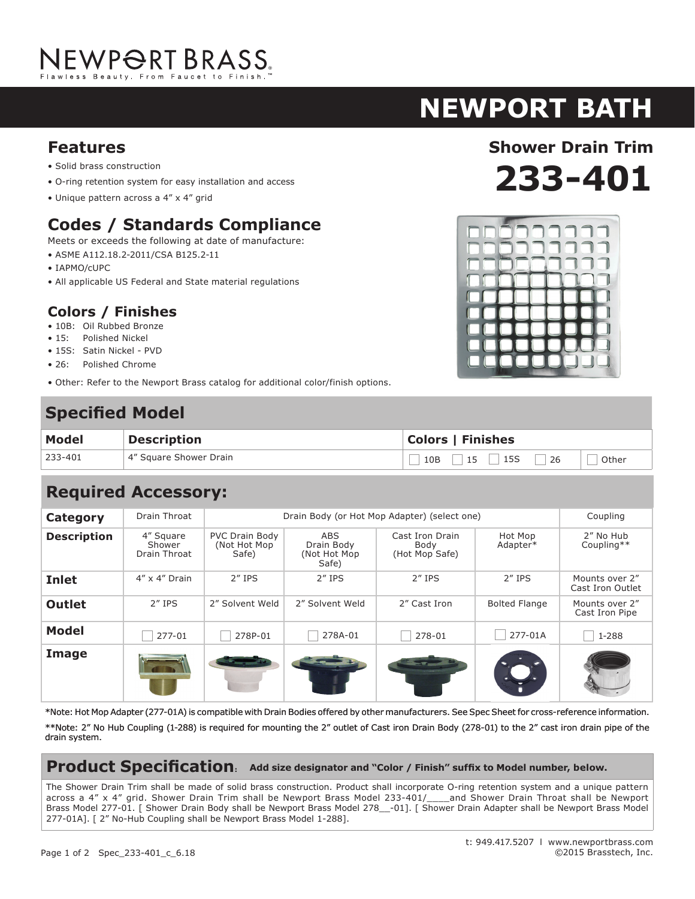NEWPORT BRASS

Flawless Beauty. From Faucet to Finish.™

# NEWPORT BATH

## Shower Drain Trim

# 233-401

## Features

- Solid brass construction
- O-ring retention system for easy installation and access
- Unique pattern across a 4" x 4" grid

## Codes / Standards Compliance

Meets or exceeds the following at date of manufacture:

- ASME A112.18.2-2011/CSA B125.2-11
- IAPMO/cUPC
- All applicable US Federal and State material regulations

## Colors / Finishes

- 10B: Oil Rubbed Bronze
- 15: Polished Nickel
- 15S: Satin Nickel - PVD
- 26: Polished Chrome

- Other: Refer to the Newport Brass catalog for additional color/finish options.

## Specified Model

| Model | Description | Colors \| Finishes | |
|---|---|---|---|
| 233-401 | 4" Square Shower Drain | ☐ 10B ☐ 15 ☐ 15S ☐ 26 | ☐ Other |

## Required Accessory:

| Category | Drain Throat | Drain Body (or Hot Mop Adapter) (select one) | | | | Coupling |
|---|---|---|---|---|---|---|
| **Description** | 4" Square Shower Drain Throat | PVC Drain Body (Not Hot Mop Safe) | ABS Drain Body (Not Hot Mop Safe) | Cast Iron Drain Body (Hot Mop Safe) | Hot Mop Adapter* | 2" No Hub Coupling** |
| **Inlet** | 4" x 4" Drain | 2" IPS | 2" IPS | 2" IPS | 2" IPS | Mounts over 2" Cast Iron Outlet |
| **Outlet** | 2" IPS | 2" Solvent Weld | 2" Solvent Weld | 2" Cast Iron | Bolted Flange | Mounts over 2" Cast Iron Pipe |
| **Model** | ☐ 277-01 | ☐ 278P-01 | ☐ 278A-01 | ☐ 278-01 | ☐ 277-01A | ☐ 1-288 |
| **Image** | | | | | | |

*Note: Hot Mop Adapter (277-01A) is compatible with Drain Bodies offered by other manufacturers. See Spec Sheet for cross-reference information.

**Note: 2" No Hub Coupling (1-288) is required for mounting the 2" outlet of Cast iron Drain Body (278-01) to the 2" cast iron drain pipe of the drain system.

## Product Specification: **Add size designator and "Color / Finish" suffix to Model number, below.**

The Shower Drain Trim shall be made of solid brass construction. Product shall incorporate O-ring retention system and a unique pattern across a 4" x 4" grid. Shower Drain Trim shall be Newport Brass Model 233-401/____and Shower Drain Throat shall be Newport Brass Model 277-01. [ Shower Drain Body shall be Newport Brass Model 278__-01]. [ Shower Drain Adapter shall be Newport Brass Model 277-01A]. [ 2" No-Hub Coupling shall be Newport Brass Model 1-288].

t: 949.417.5207 l www.newportbrass.com

Spec_233-401_c_6.18 ©2015 Brasstech, Inc.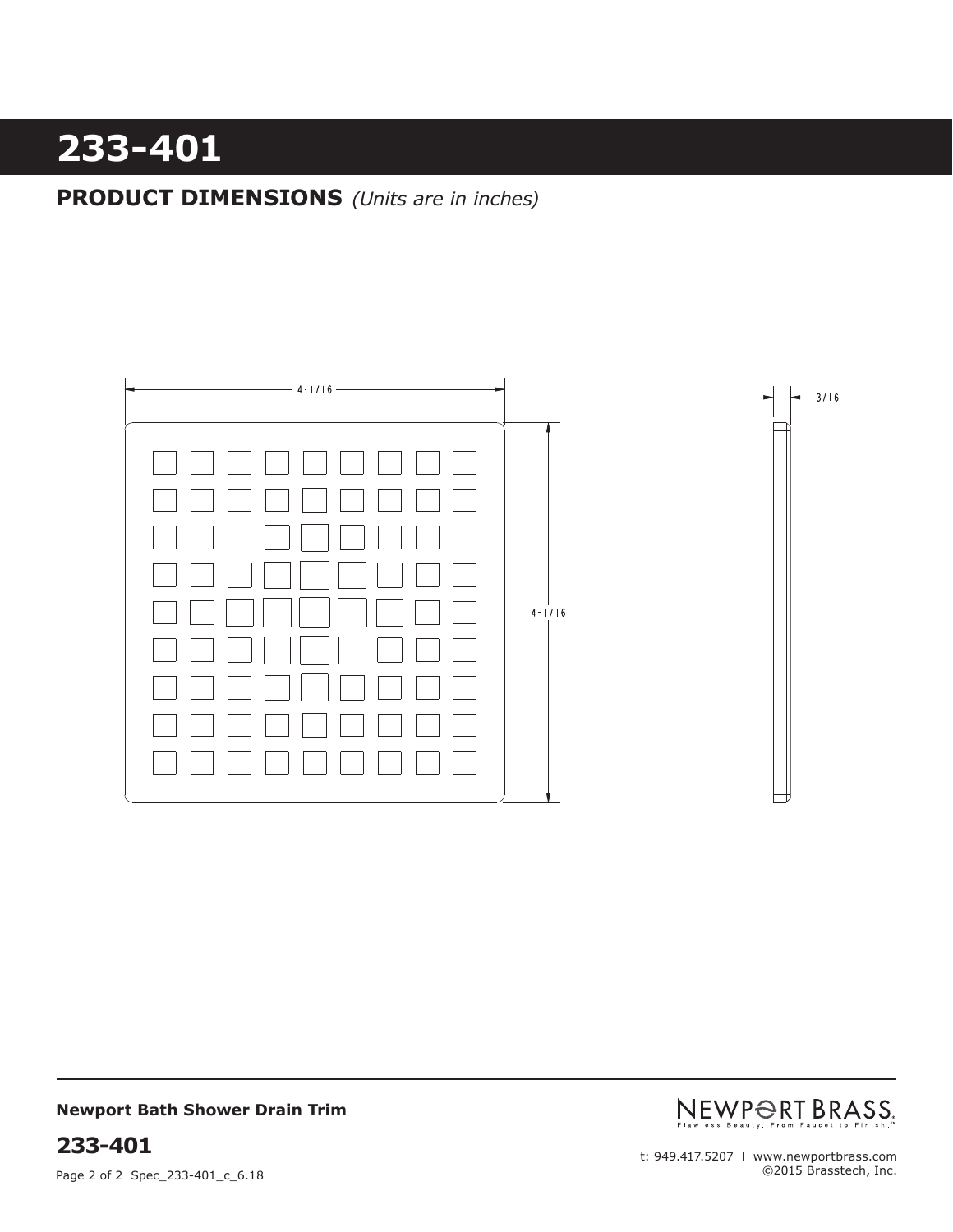# 233-401

## PRODUCT DIMENSIONS *(Units are in inches)*

4-1/16

4-1/16

3/16

**Newport Bath Shower Drain Trim**

## 233-401

Page 2 of 2 Spec_233-401_c_6.18

NEWPORT BRASS®
Flawless Beauty. From Faucet to Finish.™

t: 949.417.5207 l www.newportbrass.com
©2015 Brasstech, Inc.